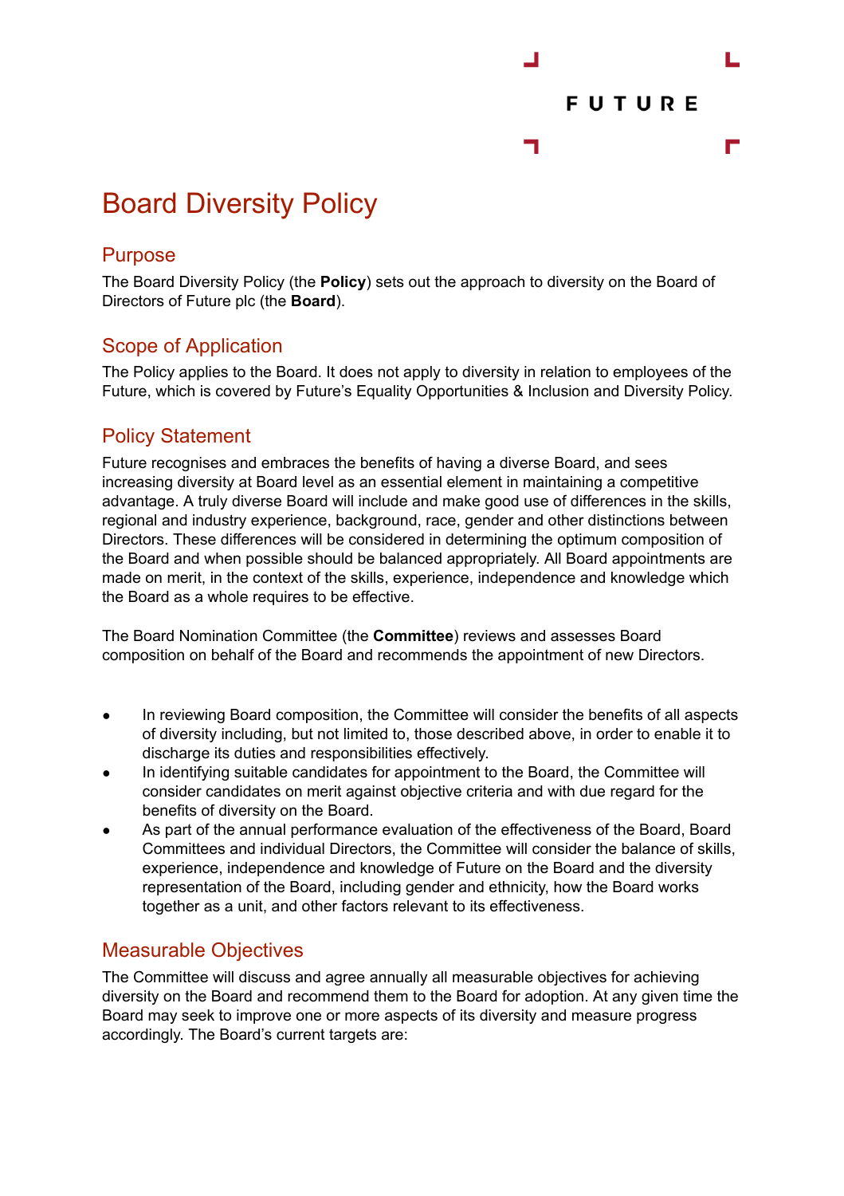FUTURE

# Board Diversity Policy

## Purpose

The Board Diversity Policy (the **Policy**) sets out the approach to diversity on the Board of Directors of Future plc (the **Board**).

## Scope of Application

The Policy applies to the Board. It does not apply to diversity in relation to employees of the Future, which is covered by Future's Equality Opportunities & Inclusion and Diversity Policy.

## Policy Statement

Future recognises and embraces the benefits of having a diverse Board, and sees increasing diversity at Board level as an essential element in maintaining a competitive advantage. A truly diverse Board will include and make good use of differences in the skills, regional and industry experience, background, race, gender and other distinctions between Directors. These differences will be considered in determining the optimum composition of the Board and when possible should be balanced appropriately. All Board appointments are made on merit, in the context of the skills, experience, independence and knowledge which the Board as a whole requires to be effective.

The Board Nomination Committee (the **Committee**) reviews and assesses Board composition on behalf of the Board and recommends the appointment of new Directors.

- In reviewing Board composition, the Committee will consider the benefits of all aspects of diversity including, but not limited to, those described above, in order to enable it to discharge its duties and responsibilities effectively.
- In identifying suitable candidates for appointment to the Board, the Committee will consider candidates on merit against objective criteria and with due regard for the benefits of diversity on the Board.
- As part of the annual performance evaluation of the effectiveness of the Board, Board Committees and individual Directors, the Committee will consider the balance of skills, experience, independence and knowledge of Future on the Board and the diversity representation of the Board, including gender and ethnicity, how the Board works together as a unit, and other factors relevant to its effectiveness.

## Measurable Objectives

The Committee will discuss and agree annually all measurable objectives for achieving diversity on the Board and recommend them to the Board for adoption. At any given time the Board may seek to improve one or more aspects of its diversity and measure progress accordingly. The Board's current targets are: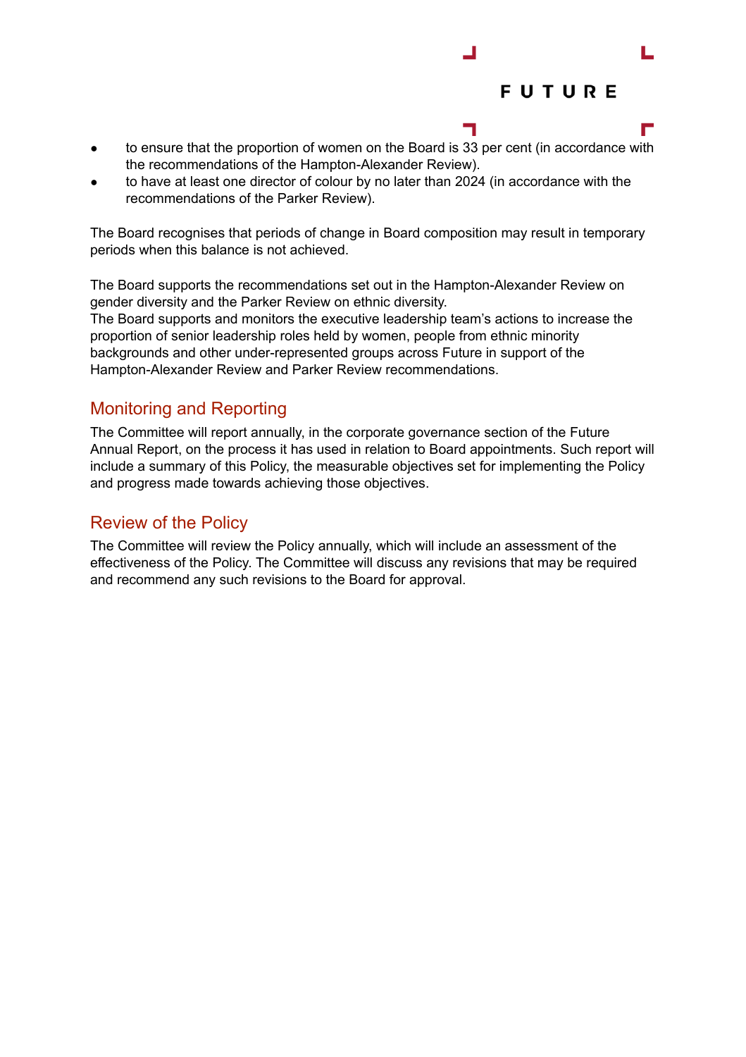- to ensure that the proportion of women on the Board is 33 per cent (in accordance with the recommendations of the Hampton-Alexander Review).
- to have at least one director of colour by no later than 2024 (in accordance with the recommendations of the Parker Review).

The Board recognises that periods of change in Board composition may result in temporary periods when this balance is not achieved.

The Board supports the recommendations set out in the Hampton-Alexander Review on gender diversity and the Parker Review on ethnic diversity.
The Board supports and monitors the executive leadership team's actions to increase the proportion of senior leadership roles held by women, people from ethnic minority backgrounds and other under-represented groups across Future in support of the Hampton-Alexander Review and Parker Review recommendations.

## Monitoring and Reporting

The Committee will report annually, in the corporate governance section of the Future Annual Report, on the process it has used in relation to Board appointments. Such report will include a summary of this Policy, the measurable objectives set for implementing the Policy and progress made towards achieving those objectives.

## Review of the Policy

The Committee will review the Policy annually, which will include an assessment of the effectiveness of the Policy. The Committee will discuss any revisions that may be required and recommend any such revisions to the Board for approval.